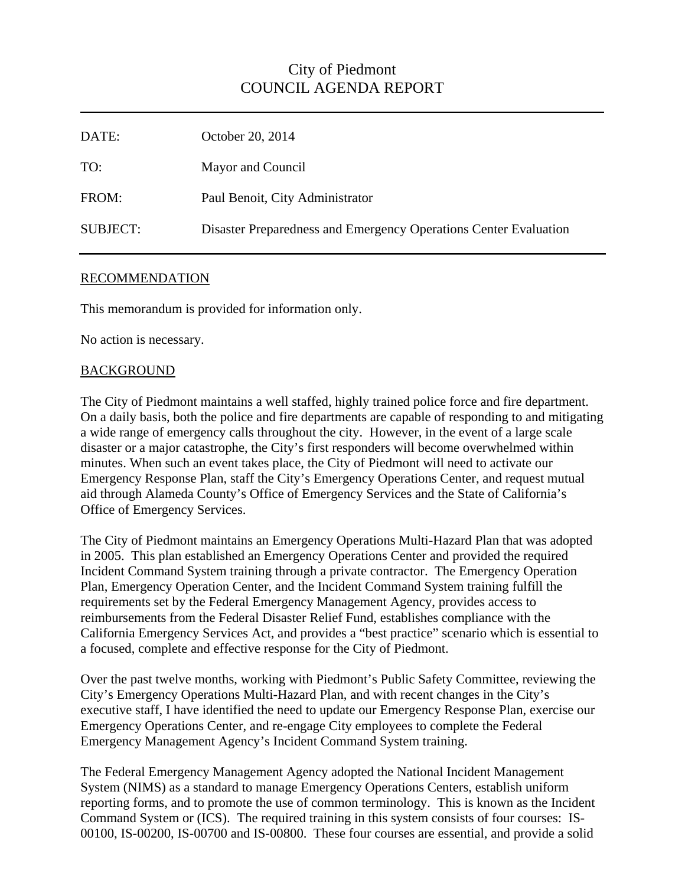# City of Piedmont
# COUNCIL AGENDA REPORT

| | |
|---|---|
| DATE: | October 20, 2014 |
| TO: | Mayor and Council |
| FROM: | Paul Benoit, City Administrator |
| SUBJECT: | Disaster Preparedness and Emergency Operations Center Evaluation |

## RECOMMENDATION

This memorandum is provided for information only.

No action is necessary.

## BACKGROUND

The City of Piedmont maintains a well staffed, highly trained police force and fire department. On a daily basis, both the police and fire departments are capable of responding to and mitigating a wide range of emergency calls throughout the city. However, in the event of a large scale disaster or a major catastrophe, the City's first responders will become overwhelmed within minutes. When such an event takes place, the City of Piedmont will need to activate our Emergency Response Plan, staff the City's Emergency Operations Center, and request mutual aid through Alameda County's Office of Emergency Services and the State of California's Office of Emergency Services.

The City of Piedmont maintains an Emergency Operations Multi-Hazard Plan that was adopted in 2005. This plan established an Emergency Operations Center and provided the required Incident Command System training through a private contractor. The Emergency Operation Plan, Emergency Operation Center, and the Incident Command System training fulfill the requirements set by the Federal Emergency Management Agency, provides access to reimbursements from the Federal Disaster Relief Fund, establishes compliance with the California Emergency Services Act, and provides a "best practice" scenario which is essential to a focused, complete and effective response for the City of Piedmont.

Over the past twelve months, working with Piedmont's Public Safety Committee, reviewing the City's Emergency Operations Multi-Hazard Plan, and with recent changes in the City's executive staff, I have identified the need to update our Emergency Response Plan, exercise our Emergency Operations Center, and re-engage City employees to complete the Federal Emergency Management Agency's Incident Command System training.

The Federal Emergency Management Agency adopted the National Incident Management System (NIMS) as a standard to manage Emergency Operations Centers, establish uniform reporting forms, and to promote the use of common terminology. This is known as the Incident Command System or (ICS). The required training in this system consists of four courses: IS-00100, IS-00200, IS-00700 and IS-00800. These four courses are essential, and provide a solid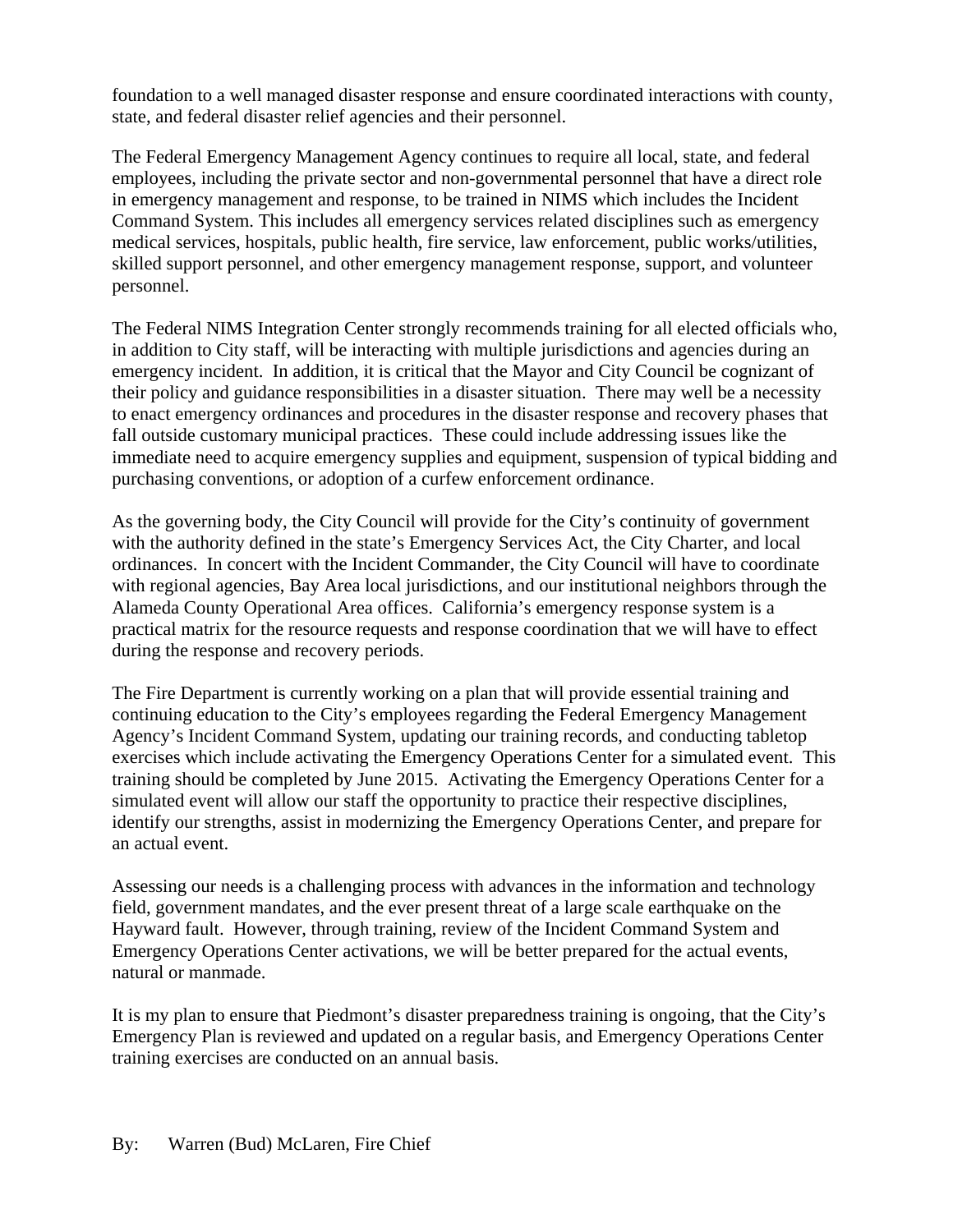foundation to a well managed disaster response and ensure coordinated interactions with county, state, and federal disaster relief agencies and their personnel.

The Federal Emergency Management Agency continues to require all local, state, and federal employees, including the private sector and non-governmental personnel that have a direct role in emergency management and response, to be trained in NIMS which includes the Incident Command System. This includes all emergency services related disciplines such as emergency medical services, hospitals, public health, fire service, law enforcement, public works/utilities, skilled support personnel, and other emergency management response, support, and volunteer personnel.

The Federal NIMS Integration Center strongly recommends training for all elected officials who, in addition to City staff, will be interacting with multiple jurisdictions and agencies during an emergency incident. In addition, it is critical that the Mayor and City Council be cognizant of their policy and guidance responsibilities in a disaster situation. There may well be a necessity to enact emergency ordinances and procedures in the disaster response and recovery phases that fall outside customary municipal practices. These could include addressing issues like the immediate need to acquire emergency supplies and equipment, suspension of typical bidding and purchasing conventions, or adoption of a curfew enforcement ordinance.

As the governing body, the City Council will provide for the City's continuity of government with the authority defined in the state's Emergency Services Act, the City Charter, and local ordinances. In concert with the Incident Commander, the City Council will have to coordinate with regional agencies, Bay Area local jurisdictions, and our institutional neighbors through the Alameda County Operational Area offices. California's emergency response system is a practical matrix for the resource requests and response coordination that we will have to effect during the response and recovery periods.

The Fire Department is currently working on a plan that will provide essential training and continuing education to the City's employees regarding the Federal Emergency Management Agency's Incident Command System, updating our training records, and conducting tabletop exercises which include activating the Emergency Operations Center for a simulated event. This training should be completed by June 2015. Activating the Emergency Operations Center for a simulated event will allow our staff the opportunity to practice their respective disciplines, identify our strengths, assist in modernizing the Emergency Operations Center, and prepare for an actual event.

Assessing our needs is a challenging process with advances in the information and technology field, government mandates, and the ever present threat of a large scale earthquake on the Hayward fault. However, through training, review of the Incident Command System and Emergency Operations Center activations, we will be better prepared for the actual events, natural or manmade.

It is my plan to ensure that Piedmont's disaster preparedness training is ongoing, that the City's Emergency Plan is reviewed and updated on a regular basis, and Emergency Operations Center training exercises are conducted on an annual basis.

By: Warren (Bud) McLaren, Fire Chief